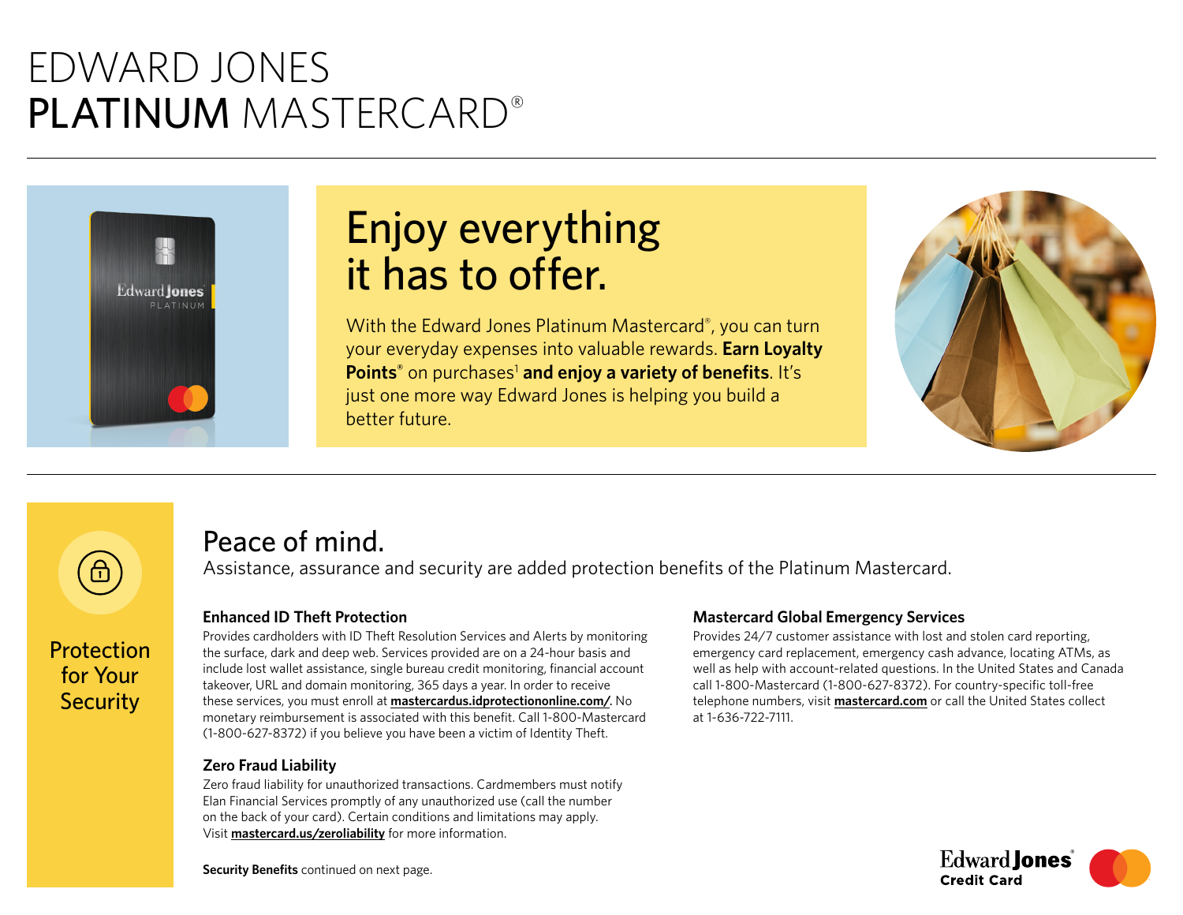# EDWARD JONES PLATINUM MASTERCARD®

## Enjoy everything it has to offer.

With the Edward Jones Platinum Mastercard®, you can turn your everyday expenses into valuable rewards. **Earn Loyalty Points®** on purchases[1] **and enjoy a variety of benefits**. It's just one more way Edward Jones is helping you build a better future.

---

### Protection for Your Security

## Peace of mind.

Assistance, assurance and security are added protection benefits of the Platinum Mastercard.

### Enhanced ID Theft Protection

Provides cardholders with ID Theft Resolution Services and Alerts by monitoring the surface, dark and deep web. Services provided are on a 24-hour basis and include lost wallet assistance, single bureau credit monitoring, financial account takeover, URL and domain monitoring, 365 days a year. In order to receive these services, you must enroll at **mastercardus.idprotectiononline.com/**. No monetary reimbursement is associated with this benefit. Call 1-800-Mastercard (1-800-627-8372) if you believe you have been a victim of Identity Theft.

### Zero Fraud Liability

Zero fraud liability for unauthorized transactions. Cardmembers must notify Elan Financial Services promptly of any unauthorized use (call the number on the back of your card). Certain conditions and limitations may apply. Visit **mastercard.us/zeroliability** for more information.

### Mastercard Global Emergency Services

Provides 24/7 customer assistance with lost and stolen card reporting, emergency card replacement, emergency cash advance, locating ATMs, as well as help with account-related questions. In the United States and Canada call 1-800-Mastercard (1-800-627-8372). For country-specific toll-free telephone numbers, visit **mastercard.com** or call the United States collect at 1-636-722-7111.

**Security Benefits** continued on next page.

Edward Jones® Credit Card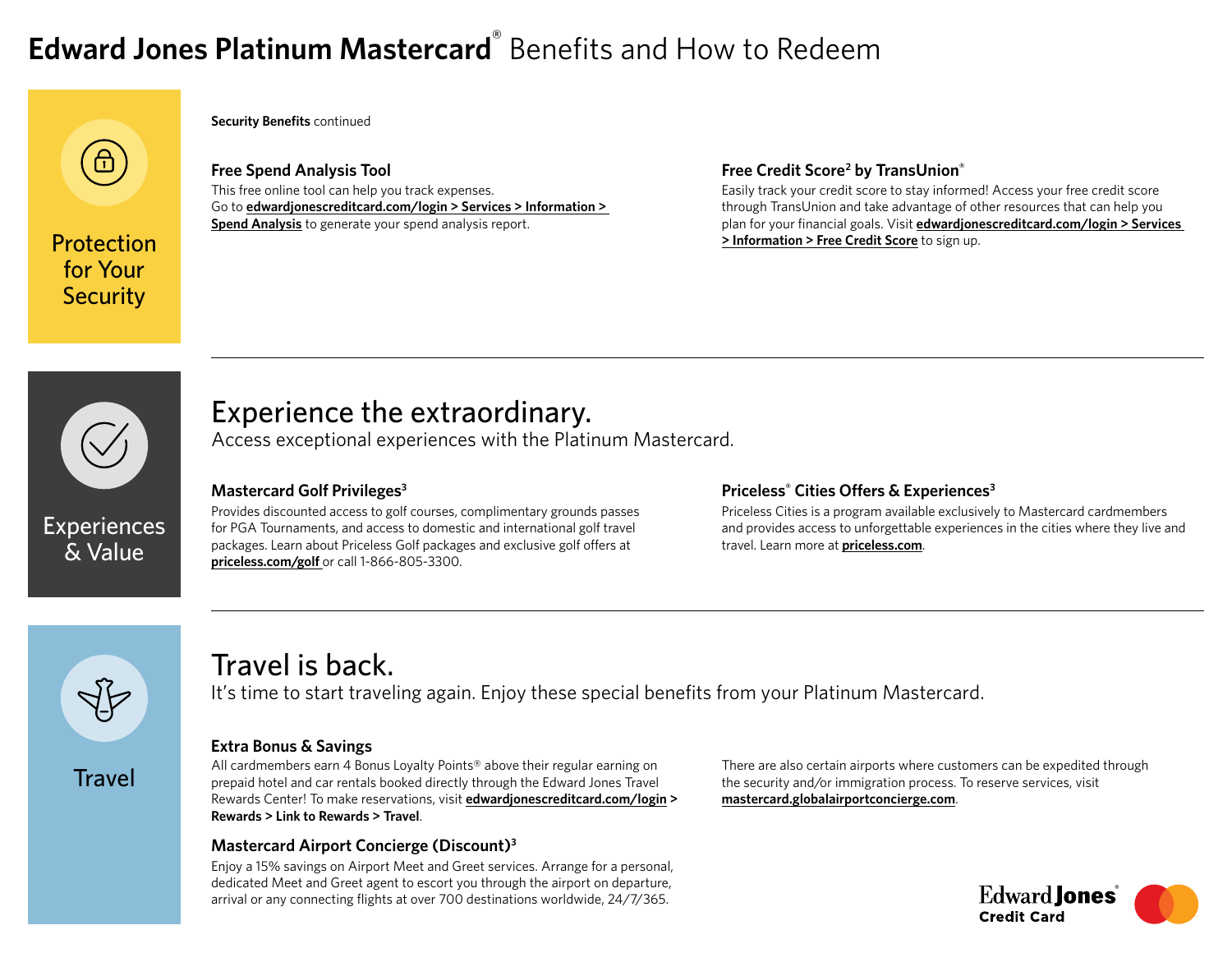# **Edward Jones Platinum Mastercard®** Benefits and How to Redeem

## Protection for Your Security

**Security Benefits** continued

### Free Spend Analysis Tool

This free online tool can help you track expenses. Go to **edwardjonescreditcard.com/login > Services > Information > Spend Analysis** to generate your spend analysis report.

### Free Credit Score[2] by TransUnion®

Easily track your credit score to stay informed! Access your free credit score through TransUnion and take advantage of other resources that can help you plan for your financial goals. Visit **edwardjonescreditcard.com/login > Services > Information > Free Credit Score** to sign up.

---

## Experiences & Value

# Experience the extraordinary.

Access exceptional experiences with the Platinum Mastercard.

### Mastercard Golf Privileges[3]

Provides discounted access to golf courses, complimentary grounds passes for PGA Tournaments, and access to domestic and international golf travel packages. Learn about Priceless Golf packages and exclusive golf offers at **priceless.com/golf** or call 1-866-805-3300.

### Priceless® Cities Offers & Experiences[3]

Priceless Cities is a program available exclusively to Mastercard cardmembers and provides access to unforgettable experiences in the cities where they live and travel. Learn more at **priceless.com**.

---

## Travel

# Travel is back.

It's time to start traveling again. Enjoy these special benefits from your Platinum Mastercard.

### Extra Bonus & Savings

All cardmembers earn 4 Bonus Loyalty Points® above their regular earning on prepaid hotel and car rentals booked directly through the Edward Jones Travel Rewards Center! To make reservations, visit **edwardjonescreditcard.com/login > Rewards > Link to Rewards > Travel**.

### Mastercard Airport Concierge (Discount)[3]

Enjoy a 15% savings on Airport Meet and Greet services. Arrange for a personal, dedicated Meet and Greet agent to escort you through the airport on departure, arrival or any connecting flights at over 700 destinations worldwide, 24/7/365.

There are also certain airports where customers can be expedited through the security and/or immigration process. To reserve services, visit **mastercard.globalairportconcierge.com**.

Edward Jones Credit Card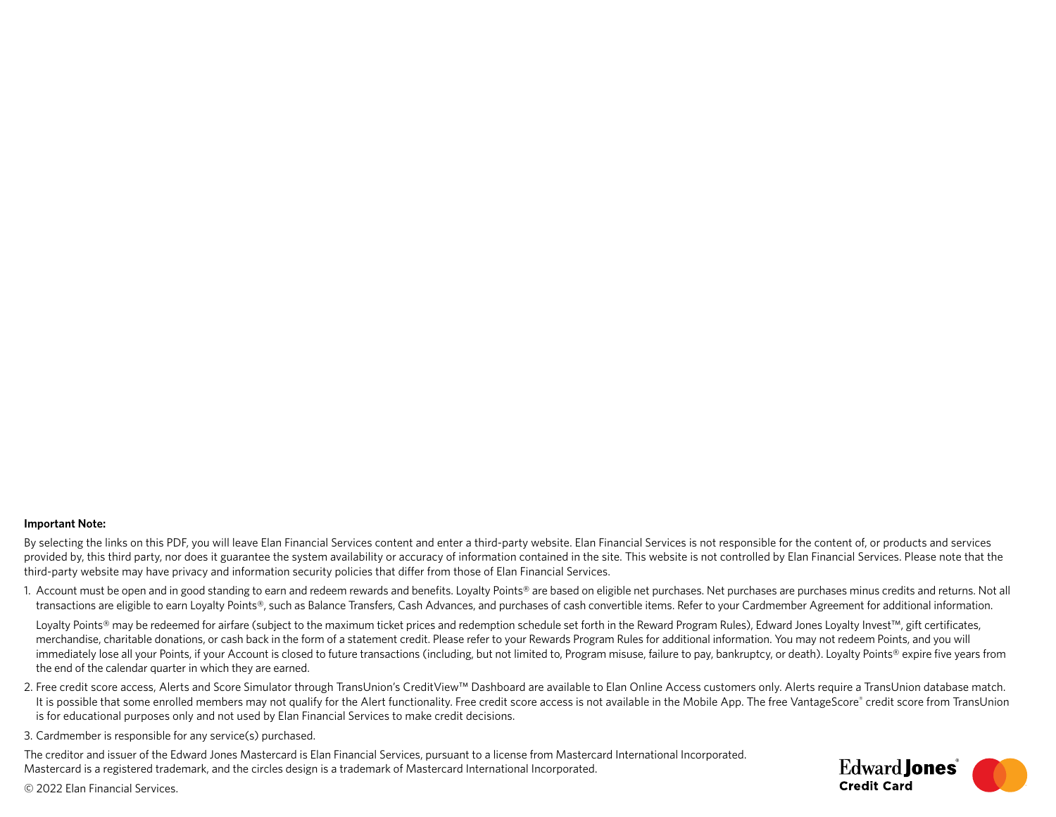**Important Note:**

By selecting the links on this PDF, you will leave Elan Financial Services content and enter a third-party website. Elan Financial Services is not responsible for the content of, or products and services provided by, this third party, nor does it guarantee the system availability or accuracy of information contained in the site. This website is not controlled by Elan Financial Services. Please note that the third-party website may have privacy and information security policies that differ from those of Elan Financial Services.

1. Account must be open and in good standing to earn and redeem rewards and benefits. Loyalty Points® are based on eligible net purchases. Net purchases are purchases minus credits and returns. Not all transactions are eligible to earn Loyalty Points®, such as Balance Transfers, Cash Advances, and purchases of cash convertible items. Refer to your Cardmember Agreement for additional information.

   Loyalty Points® may be redeemed for airfare (subject to the maximum ticket prices and redemption schedule set forth in the Reward Program Rules), Edward Jones Loyalty Invest™, gift certificates, merchandise, charitable donations, or cash back in the form of a statement credit. Please refer to your Rewards Program Rules for additional information. You may not redeem Points, and you will immediately lose all your Points, if your Account is closed to future transactions (including, but not limited to, Program misuse, failure to pay, bankruptcy, or death). Loyalty Points® expire five years from the end of the calendar quarter in which they are earned.

2. Free credit score access, Alerts and Score Simulator through TransUnion's CreditView™ Dashboard are available to Elan Online Access customers only. Alerts require a TransUnion database match. It is possible that some enrolled members may not qualify for the Alert functionality. Free credit score access is not available in the Mobile App. The free VantageScore® credit score from TransUnion is for educational purposes only and not used by Elan Financial Services to make credit decisions.

3. Cardmember is responsible for any service(s) purchased.

The creditor and issuer of the Edward Jones Mastercard is Elan Financial Services, pursuant to a license from Mastercard International Incorporated. Mastercard is a registered trademark, and the circles design is a trademark of Mastercard International Incorporated.

© 2022 Elan Financial Services.

Edward Jones® Credit Card